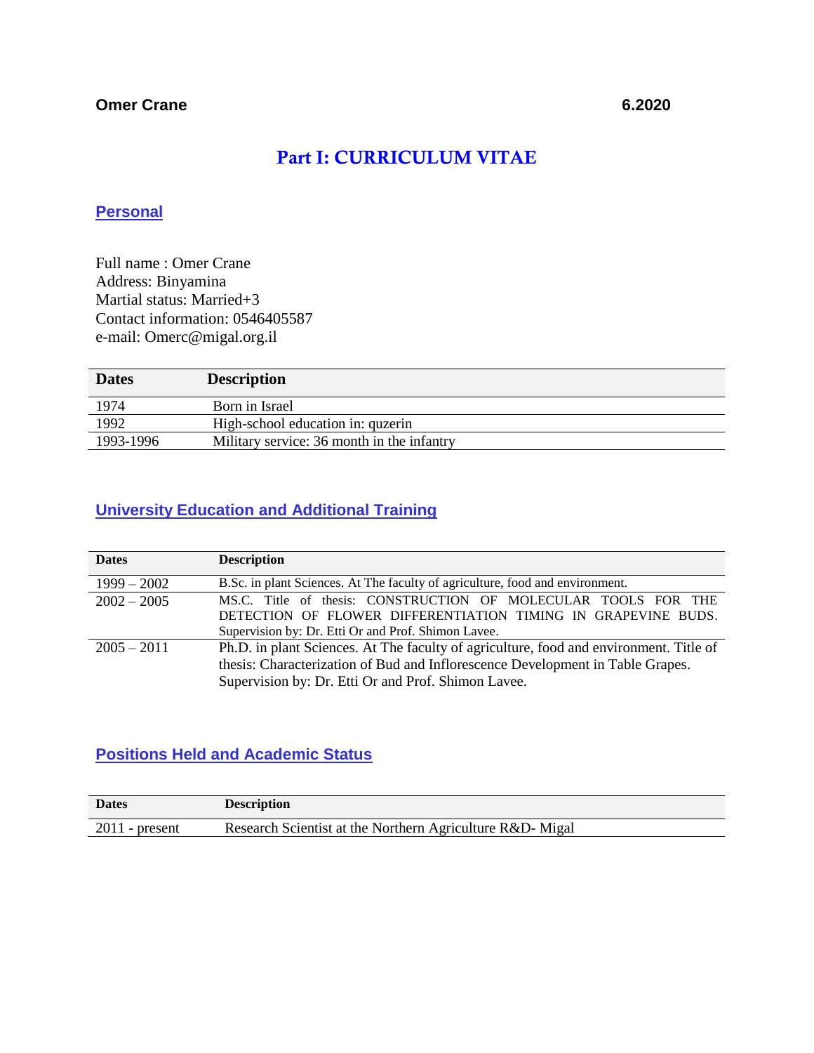**Omer Crane** **6.2020**

# Part I: CURRICULUM VITAE

## Personal

Full name : Omer Crane
Address: Binyamina
Martial status: Married+3
Contact information: 0546405587
e-mail: Omerc@migal.org.il

| Dates | Description |
|---|---|
| 1974 | Born in Israel |
| 1992 | High-school education in: quzerin |
| 1993-1996 | Military service: 36 month in the infantry |

## University Education and Additional Training

| Dates | Description |
|---|---|
| 1999 – 2002 | B.Sc. in plant Sciences. At The faculty of agriculture, food and environment. |
| 2002 – 2005 | MS.C. Title of thesis: CONSTRUCTION OF MOLECULAR TOOLS FOR THE DETECTION OF FLOWER DIFFERENTIATION TIMING IN GRAPEVINE BUDS. Supervision by: Dr. Etti Or and Prof. Shimon Lavee. |
| 2005 – 2011 | Ph.D. in plant Sciences. At The faculty of agriculture, food and environment. Title of thesis: Characterization of Bud and Inflorescence Development in Table Grapes. Supervision by: Dr. Etti Or and Prof. Shimon Lavee. |

## Positions Held and Academic Status

| Dates | Description |
|---|---|
| 2011 - present | Research Scientist at the Northern Agriculture R&D- Migal |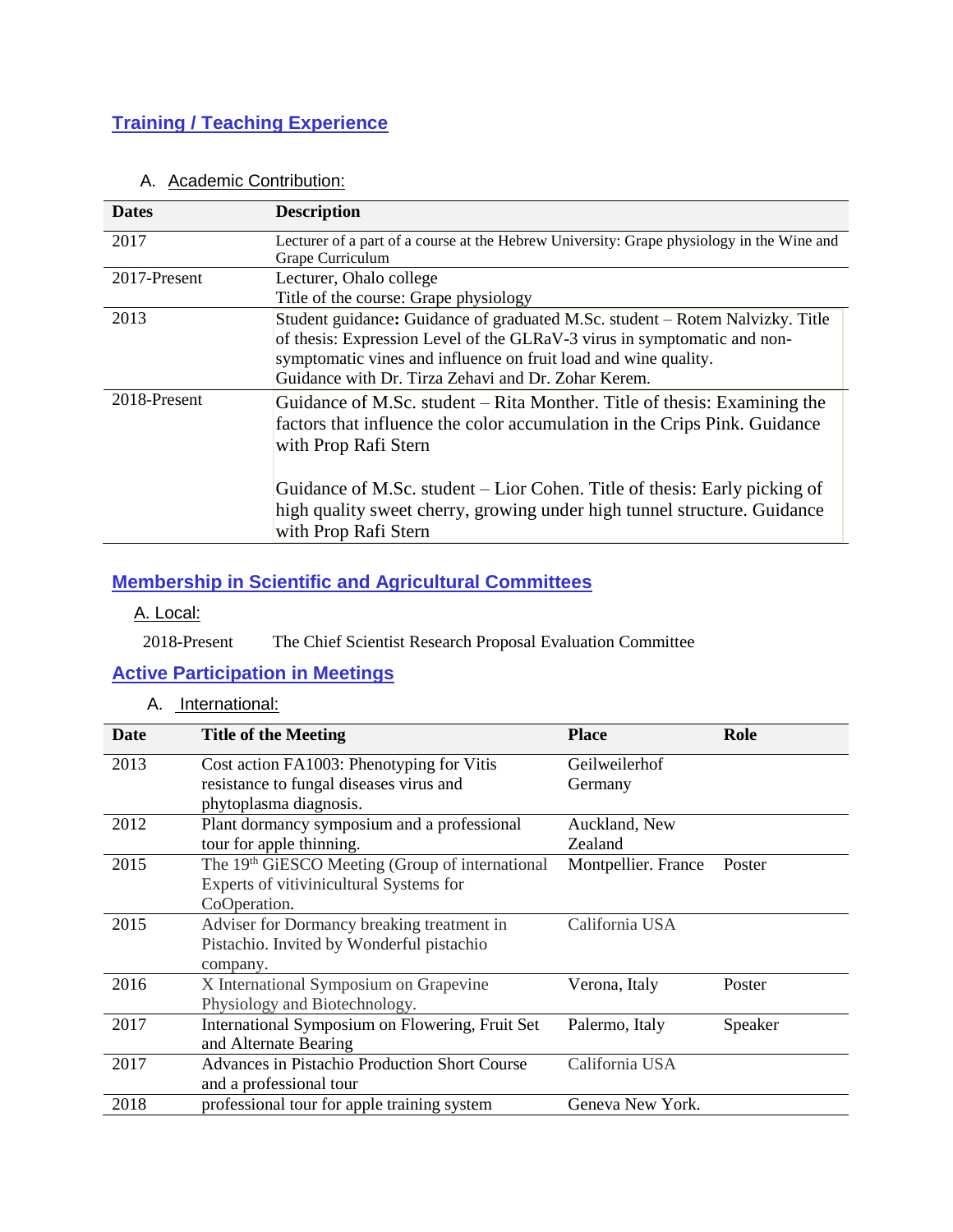## Training / Teaching Experience

### A. Academic Contribution:

| Dates | Description |
|---|---|
| 2017 | Lecturer of a part of a course at the Hebrew University: Grape physiology in the Wine and Grape Curriculum |
| 2017-Present | Lecturer, Ohalo college<br>Title of the course: Grape physiology |
| 2013 | Student guidance**:** Guidance of graduated M.Sc. student – Rotem Nalvizky. Title of thesis: Expression Level of the GLRaV-3 virus in symptomatic and non-symptomatic vines and influence on fruit load and wine quality.<br>Guidance with Dr. Tirza Zehavi and Dr. Zohar Kerem. |
| 2018-Present | Guidance of M.Sc. student – Rita Monther. Title of thesis: Examining the factors that influence the color accumulation in the Crips Pink. Guidance with Prop Rafi Stern<br><br>Guidance of M.Sc. student – Lior Cohen. Title of thesis: Early picking of high quality sweet cherry, growing under high tunnel structure. Guidance with Prop Rafi Stern |

## Membership in Scientific and Agricultural Committees

### A. Local:

2018-Present The Chief Scientist Research Proposal Evaluation Committee

## Active Participation in Meetings

### A. International:

| Date | Title of the Meeting | Place | Role |
|---|---|---|---|
| 2013 | Cost action FA1003: Phenotyping for Vitis resistance to fungal diseases virus and phytoplasma diagnosis. | Geilweilerhof Germany | |
| 2012 | Plant dormancy symposium and a professional tour for apple thinning. | Auckland, New Zealand | |
| 2015 | The 19th GiESCO Meeting (Group of international Experts of vitivinicultural Systems for CoOperation. | Montpellier. France | Poster |
| 2015 | Adviser for Dormancy breaking treatment in Pistachio. Invited by Wonderful pistachio company. | California USA | |
| 2016 | X International Symposium on Grapevine Physiology and Biotechnology. | Verona, Italy | Poster |
| 2017 | International Symposium on Flowering, Fruit Set and Alternate Bearing | Palermo, Italy | Speaker |
| 2017 | Advances in Pistachio Production Short Course and a professional tour | California USA | |
| 2018 | professional tour for apple training system | Geneva New York. | |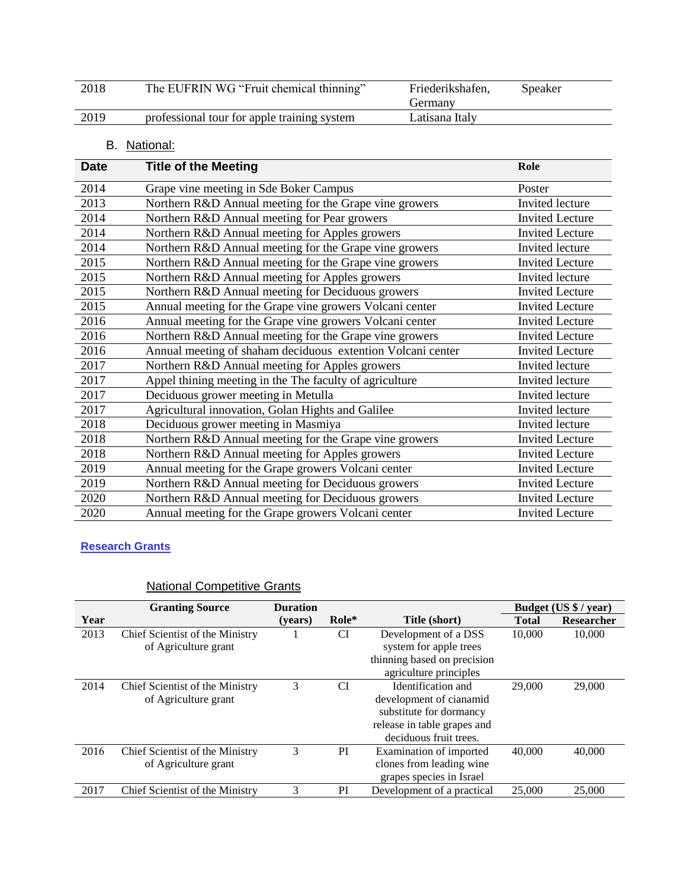| | | | |
|---|---|---|---|
| 2018 | The EUFRIN WG "Fruit chemical thinning" | Friederikshafen, Germany | Speaker |
| 2019 | professional tour for apple training system | Latisana Italy | |

B. National:

| Date | Title of the Meeting | Role |
|---|---|---|
| 2014 | Grape vine meeting in Sde Boker Campus | Poster |
| 2013 | Northern R&D Annual meeting for the Grape vine growers | Invited lecture |
| 2014 | Northern R&D Annual meeting for Pear growers | Invited Lecture |
| 2014 | Northern R&D Annual meeting for Apples growers | Invited Lecture |
| 2014 | Northern R&D Annual meeting for the Grape vine growers | Invited lecture |
| 2015 | Northern R&D Annual meeting for the Grape vine growers | Invited Lecture |
| 2015 | Northern R&D Annual meeting for Apples growers | Invited lecture |
| 2015 | Northern R&D Annual meeting for Deciduous growers | Invited Lecture |
| 2015 | Annual meeting for the Grape vine growers Volcani center | Invited Lecture |
| 2016 | Annual meeting for the Grape vine growers Volcani center | Invited Lecture |
| 2016 | Northern R&D Annual meeting for the Grape vine growers | Invited Lecture |
| 2016 | Annual meeting of shaham deciduous extention Volcani center | Invited Lecture |
| 2017 | Northern R&D Annual meeting for Apples growers | Invited lecture |
| 2017 | Appel thining meeting in the The faculty of agriculture | Invited lecture |
| 2017 | Deciduous grower meeting in Metulla | Invited lecture |
| 2017 | Agricultural innovation, Golan Hights and Galilee | Invited lecture |
| 2018 | Deciduous grower meeting in Masmiya | Invited lecture |
| 2018 | Northern R&D Annual meeting for the Grape vine growers | Invited Lecture |
| 2018 | Northern R&D Annual meeting for Apples growers | Invited Lecture |
| 2019 | Annual meeting for the Grape growers Volcani center | Invited Lecture |
| 2019 | Northern R&D Annual meeting for Deciduous growers | Invited Lecture |
| 2020 | Northern R&D Annual meeting for Deciduous growers | Invited Lecture |
| 2020 | Annual meeting for the Grape growers Volcani center | Invited Lecture |

## Research Grants

### National Competitive Grants

| Year | Granting Source | Duration (years) | Role* | Title (short) | Budget (US $ / year) Total | Researcher |
|---|---|---|---|---|---|---|
| 2013 | Chief Scientist of the Ministry of Agriculture grant | 1 | CI | Development of a DSS system for apple trees thinning based on precision agriculture principles | 10,000 | 10,000 |
| 2014 | Chief Scientist of the Ministry of Agriculture grant | 3 | CI | Identification and development of cianamid substitute for dormancy release in table grapes and deciduous fruit trees. | 29,000 | 29,000 |
| 2016 | Chief Scientist of the Ministry of Agriculture grant | 3 | PI | Examination of imported clones from leading wine grapes species in Israel | 40,000 | 40,000 |
| 2017 | Chief Scientist of the Ministry | 3 | PI | Development of a practical | 25,000 | 25,000 |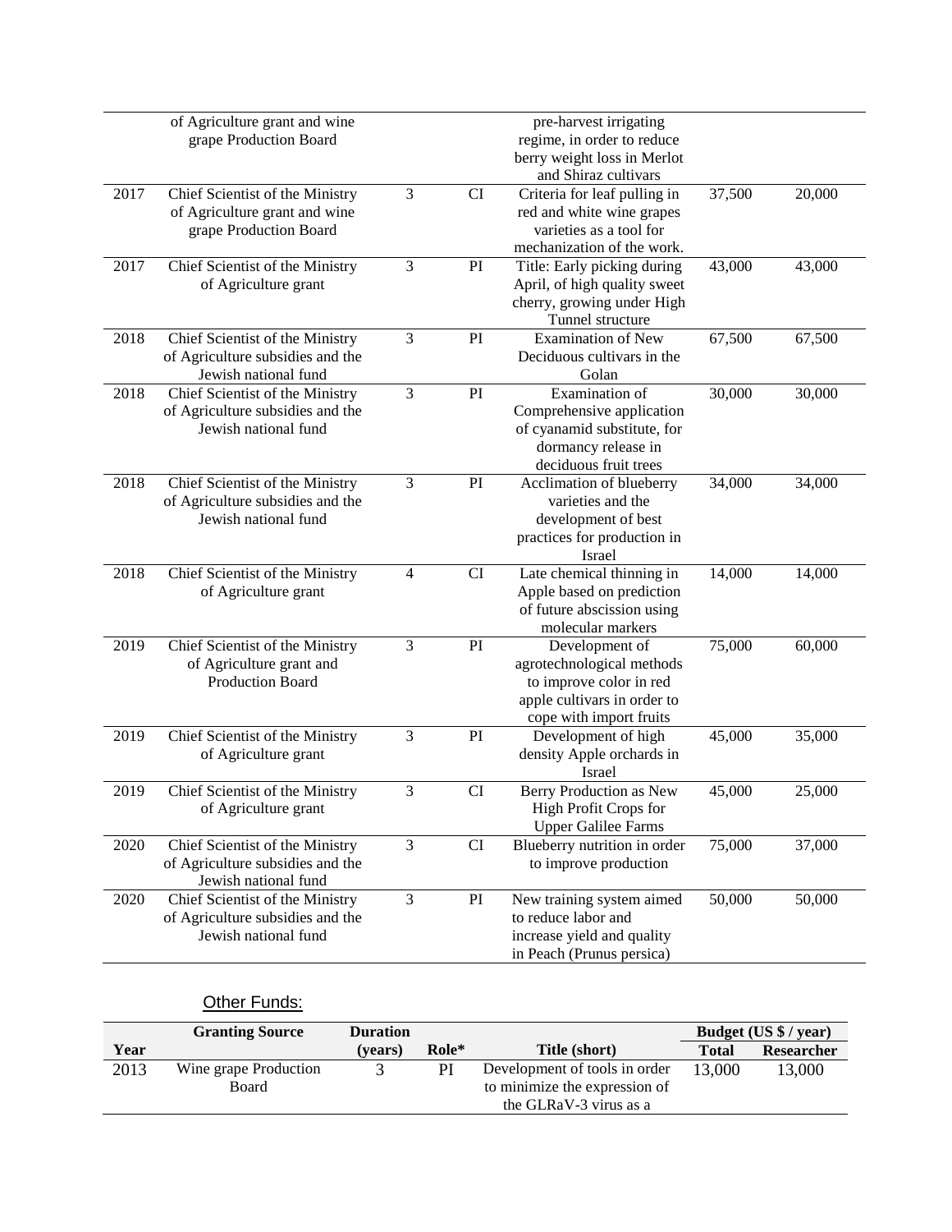| Year | Granting Source | Duration (years) | Role* | Title (short) | Total | Researcher |
|---|---|---|---|---|---|---|
| | of Agriculture grant and wine grape Production Board | | | pre-harvest irrigating regime, in order to reduce berry weight loss in Merlot and Shiraz cultivars | | |
| 2017 | Chief Scientist of the Ministry of Agriculture grant and wine grape Production Board | 3 | CI | Criteria for leaf pulling in red and white wine grapes varieties as a tool for mechanization of the work. | 37,500 | 20,000 |
| 2017 | Chief Scientist of the Ministry of Agriculture grant | 3 | PI | Title: Early picking during April, of high quality sweet cherry, growing under High Tunnel structure | 43,000 | 43,000 |
| 2018 | Chief Scientist of the Ministry of Agriculture subsidies and the Jewish national fund | 3 | PI | Examination of New Deciduous cultivars in the Golan | 67,500 | 67,500 |
| 2018 | Chief Scientist of the Ministry of Agriculture subsidies and the Jewish national fund | 3 | PI | Examination of Comprehensive application of cyanamid substitute, for dormancy release in deciduous fruit trees | 30,000 | 30,000 |
| 2018 | Chief Scientist of the Ministry of Agriculture subsidies and the Jewish national fund | 3 | PI | Acclimation of blueberry varieties and the development of best practices for production in Israel | 34,000 | 34,000 |
| 2018 | Chief Scientist of the Ministry of Agriculture grant | 4 | CI | Late chemical thinning in Apple based on prediction of future abscission using molecular markers | 14,000 | 14,000 |
| 2019 | Chief Scientist of the Ministry of Agriculture grant and Production Board | 3 | PI | Development of agrotechnological methods to improve color in red apple cultivars in order to cope with import fruits | 75,000 | 60,000 |
| 2019 | Chief Scientist of the Ministry of Agriculture grant | 3 | PI | Development of high density Apple orchards in Israel | 45,000 | 35,000 |
| 2019 | Chief Scientist of the Ministry of Agriculture grant | 3 | CI | Berry Production as New High Profit Crops for Upper Galilee Farms | 45,000 | 25,000 |
| 2020 | Chief Scientist of the Ministry of Agriculture subsidies and the Jewish national fund | 3 | CI | Blueberry nutrition in order to improve production | 75,000 | 37,000 |
| 2020 | Chief Scientist of the Ministry of Agriculture subsidies and the Jewish national fund | 3 | PI | New training system aimed to reduce labor and increase yield and quality in Peach (Prunus persica) | 50,000 | 50,000 |

<u>Other Funds:</u>

| Year | Granting Source | Duration (years) | Role* | Title (short) | Budget (US $ / year) Total | Researcher |
|---|---|---|---|---|---|---|
| 2013 | Wine grape Production Board | 3 | PI | Development of tools in order to minimize the expression of the GLRaV-3 virus as a | 13,000 | 13,000 |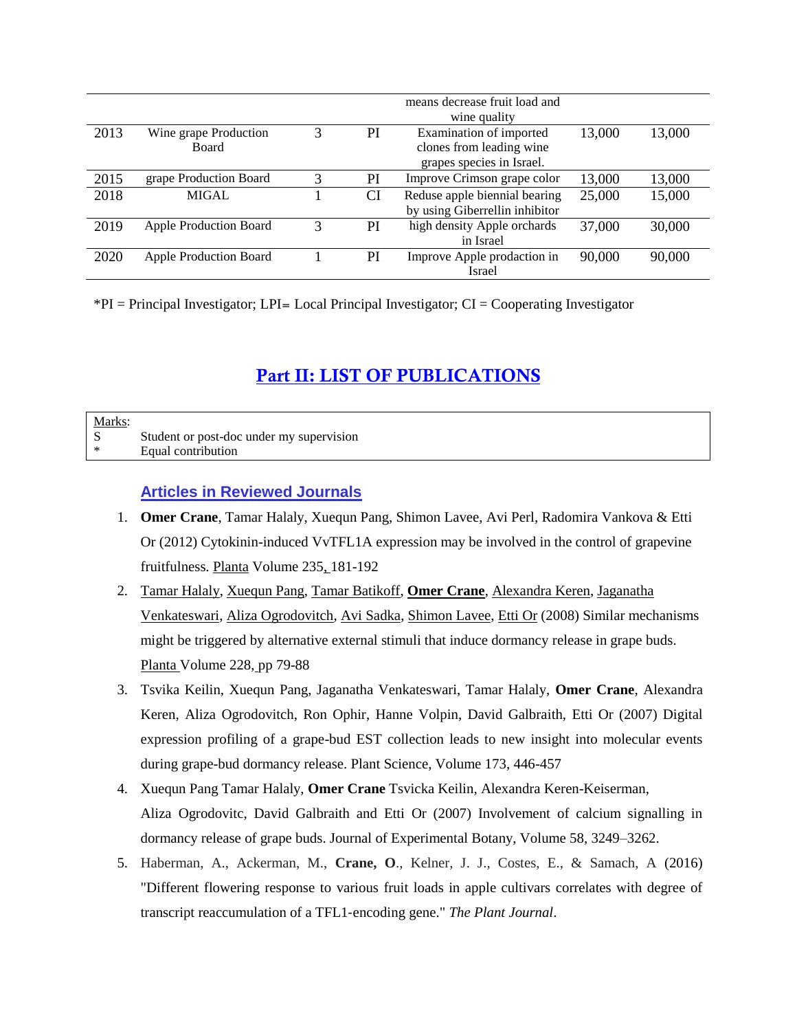| | | | | | | |
|---|---|---|---|---|---|---|
| | | | | means decrease fruit load and wine quality | | |
| 2013 | Wine grape Production Board | 3 | PI | Examination of imported clones from leading wine grapes species in Israel. | 13,000 | 13,000 |
| 2015 | grape Production Board | 3 | PI | Improve Crimson grape color | 13,000 | 13,000 |
| 2018 | MIGAL | 1 | CI | Reduse apple biennial bearing by using Giberrellin inhibitor | 25,000 | 15,000 |
| 2019 | Apple Production Board | 3 | PI | high density Apple orchards in Israel | 37,000 | 30,000 |
| 2020 | Apple Production Board | 1 | PI | Improve Apple prodaction in Israel | 90,000 | 90,000 |

*PI = Principal Investigator; LPI= Local Principal Investigator; CI = Cooperating Investigator

## Part II: LIST OF PUBLICATIONS

Marks:
S Student or post-doc under my supervision
\* Equal contribution

### Articles in Reviewed Journals

1. **Omer Crane**, Tamar Halaly, Xuequn Pang, Shimon Lavee, Avi Perl, Radomira Vankova & Etti Or (2012) Cytokinin-induced VvTFL1A expression may be involved in the control of grapevine fruitfulness. Planta Volume 235, 181-192
2. Tamar Halaly, Xuequn Pang, Tamar Batikoff, **Omer Crane**, Alexandra Keren, Jaganatha Venkateswari, Aliza Ogrodovitch, Avi Sadka, Shimon Lavee, Etti Or (2008) Similar mechanisms might be triggered by alternative external stimuli that induce dormancy release in grape buds. Planta Volume 228, pp 79-88
3. Tsvika Keilin, Xuequn Pang, Jaganatha Venkateswari, Tamar Halaly, **Omer Crane**, Alexandra Keren, Aliza Ogrodovitch, Ron Ophir, Hanne Volpin, David Galbraith, Etti Or (2007) Digital expression profiling of a grape-bud EST collection leads to new insight into molecular events during grape-bud dormancy release. Plant Science, Volume 173, 446-457
4. Xuequn Pang Tamar Halaly, **Omer Crane** Tsvicka Keilin, Alexandra Keren-Keiserman, Aliza Ogrodovitc, David Galbraith and Etti Or (2007) Involvement of calcium signalling in dormancy release of grape buds. Journal of Experimental Botany, Volume 58, 3249–3262.
5. Haberman, A., Ackerman, M., **Crane, O**., Kelner, J. J., Costes, E., & Samach, A (2016) "Different flowering response to various fruit loads in apple cultivars correlates with degree of transcript reaccumulation of a TFL1-encoding gene." *The Plant Journal*.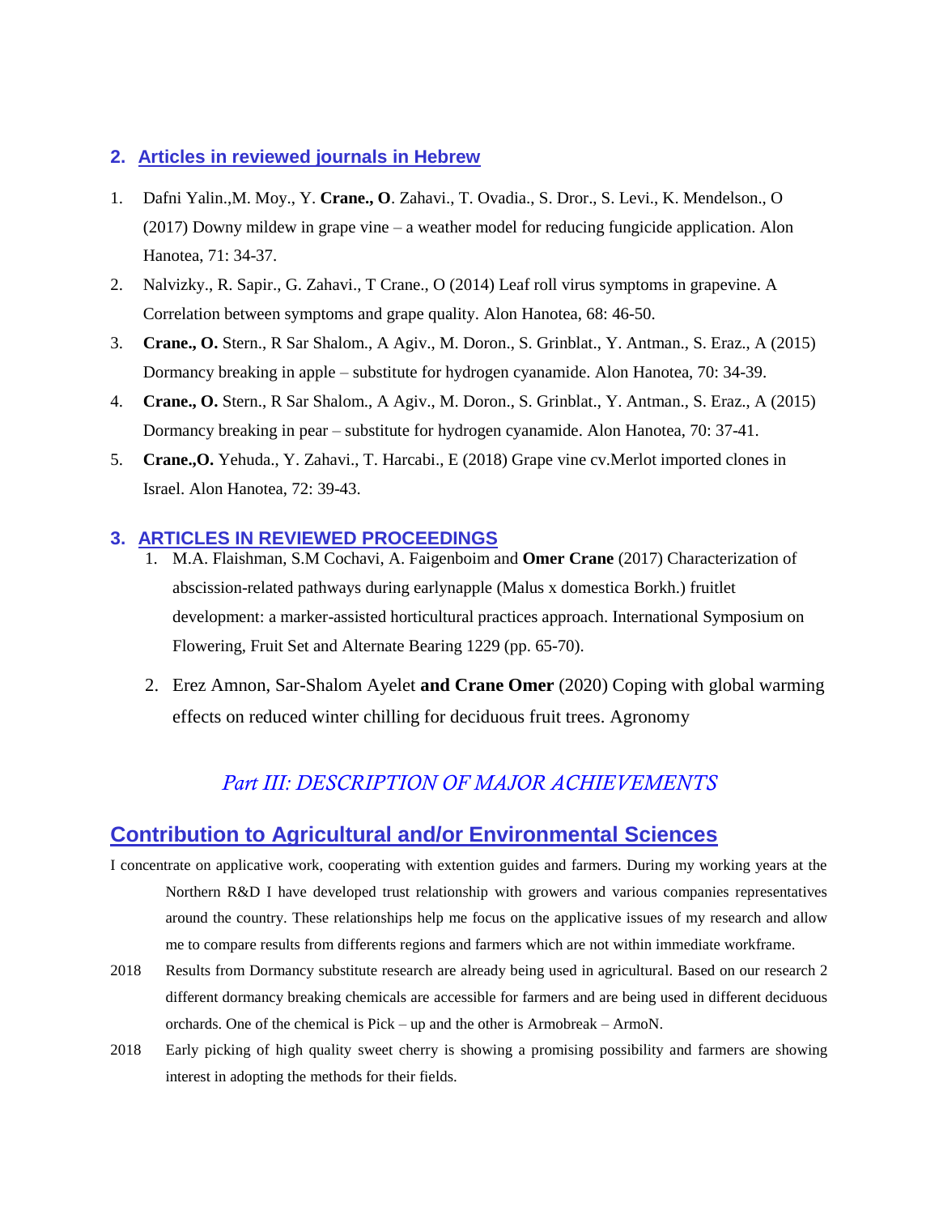## 2. Articles in reviewed journals in Hebrew

1. Dafni Yalin.,M. Moy., Y. **Crane., O**. Zahavi., T. Ovadia., S. Dror., S. Levi., K. Mendelson., O (2017) Downy mildew in grape vine – a weather model for reducing fungicide application. Alon Hanotea, 71: 34-37.
2. Nalvizky., R. Sapir., G. Zahavi., T Crane., O (2014) Leaf roll virus symptoms in grapevine. A Correlation between symptoms and grape quality. Alon Hanotea, 68: 46-50.
3. **Crane., O.** Stern., R Sar Shalom., A Agiv., M. Doron., S. Grinblat., Y. Antman., S. Eraz., A (2015) Dormancy breaking in apple – substitute for hydrogen cyanamide. Alon Hanotea, 70: 34-39.
4. **Crane., O.** Stern., R Sar Shalom., A Agiv., M. Doron., S. Grinblat., Y. Antman., S. Eraz., A (2015) Dormancy breaking in pear – substitute for hydrogen cyanamide. Alon Hanotea, 70: 37-41.
5. **Crane.,O.** Yehuda., Y. Zahavi., T. Harcabi., E (2018) Grape vine cv.Merlot imported clones in Israel. Alon Hanotea, 72: 39-43.

## 3. ARTICLES IN REVIEWED PROCEEDINGS

1. M.A. Flaishman, S.M Cochavi, A. Faigenboim and **Omer Crane** (2017) Characterization of abscission-related pathways during earlynapple (Malus x domestica Borkh.) fruitlet development: a marker-assisted horticultural practices approach. International Symposium on Flowering, Fruit Set and Alternate Bearing 1229 (pp. 65-70).
2. Erez Amnon, Sar-Shalom Ayelet **and Crane Omer** (2020) Coping with global warming effects on reduced winter chilling for deciduous fruit trees. Agronomy

# *Part III: DESCRIPTION OF MAJOR ACHIEVEMENTS*

## Contribution to Agricultural and/or Environmental Sciences

I concentrate on applicative work, cooperating with extention guides and farmers. During my working years at the Northern R&D I have developed trust relationship with growers and various companies representatives around the country. These relationships help me focus on the applicative issues of my research and allow me to compare results from differents regions and farmers which are not within immediate workframe.

2018 Results from Dormancy substitute research are already being used in agricultural. Based on our research 2 different dormancy breaking chemicals are accessible for farmers and are being used in different deciduous orchards. One of the chemical is Pick – up and the other is Armobreak – ArmoN.

2018 Early picking of high quality sweet cherry is showing a promising possibility and farmers are showing interest in adopting the methods for their fields.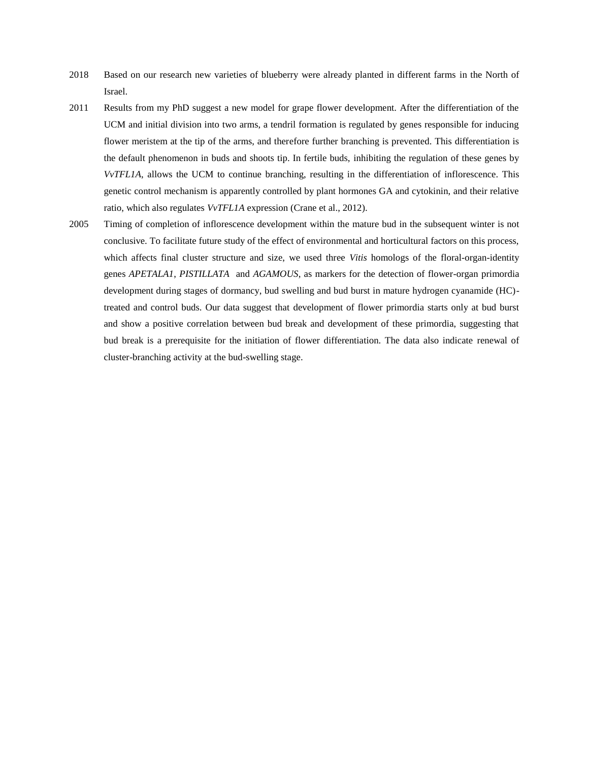2018 Based on our research new varieties of blueberry were already planted in different farms in the North of Israel.

2011 Results from my PhD suggest a new model for grape flower development. After the differentiation of the UCM and initial division into two arms, a tendril formation is regulated by genes responsible for inducing flower meristem at the tip of the arms, and therefore further branching is prevented. This differentiation is the default phenomenon in buds and shoots tip. In fertile buds, inhibiting the regulation of these genes by *VvTFL1A*, allows the UCM to continue branching, resulting in the differentiation of inflorescence. This genetic control mechanism is apparently controlled by plant hormones GA and cytokinin, and their relative ratio, which also regulates *VvTFL1A* expression (Crane et al., 2012).

2005 Timing of completion of inflorescence development within the mature bud in the subsequent winter is not conclusive. To facilitate future study of the effect of environmental and horticultural factors on this process, which affects final cluster structure and size, we used three *Vitis* homologs of the floral-organ-identity genes *APETALA1*, *PISTILLATA* and *AGAMOUS*, as markers for the detection of flower-organ primordia development during stages of dormancy, bud swelling and bud burst in mature hydrogen cyanamide (HC)-treated and control buds. Our data suggest that development of flower primordia starts only at bud burst and show a positive correlation between bud break and development of these primordia, suggesting that bud break is a prerequisite for the initiation of flower differentiation. The data also indicate renewal of cluster-branching activity at the bud-swelling stage.